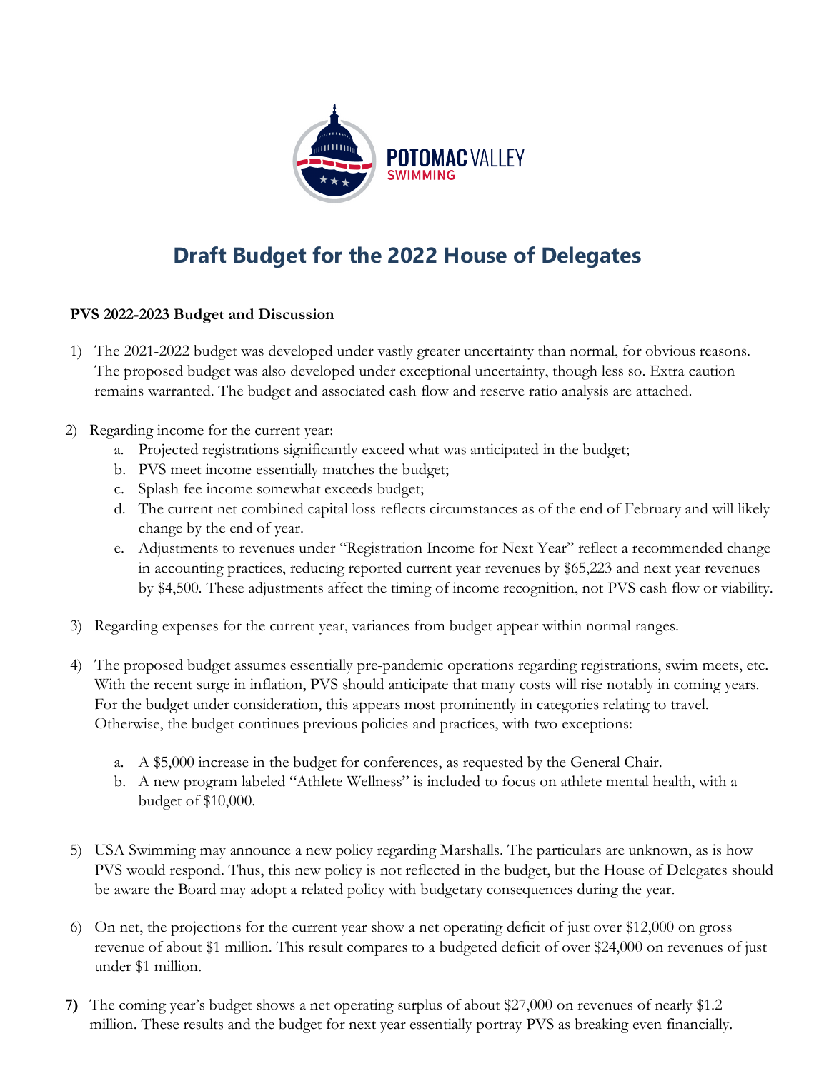# Draft Budget for the 2022 House of Delegates

**PVS 2022-2023 Budget and Discussion**

1) The 2021-2022 budget was developed under vastly greater uncertainty than normal, for obvious reasons. The proposed budget was also developed under exceptional uncertainty, though less so. Extra caution remains warranted. The budget and associated cash flow and reserve ratio analysis are attached.

2) Regarding income for the current year:
   a. Projected registrations significantly exceed what was anticipated in the budget;
   b. PVS meet income essentially matches the budget;
   c. Splash fee income somewhat exceeds budget;
   d. The current net combined capital loss reflects circumstances as of the end of February and will likely change by the end of year.
   e. Adjustments to revenues under "Registration Income for Next Year" reflect a recommended change in accounting practices, reducing reported current year revenues by $65,223 and next year revenues by $4,500. These adjustments affect the timing of income recognition, not PVS cash flow or viability.

3) Regarding expenses for the current year, variances from budget appear within normal ranges.

4) The proposed budget assumes essentially pre-pandemic operations regarding registrations, swim meets, etc. With the recent surge in inflation, PVS should anticipate that many costs will rise notably in coming years. For the budget under consideration, this appears most prominently in categories relating to travel. Otherwise, the budget continues previous policies and practices, with two exceptions:
   a. A $5,000 increase in the budget for conferences, as requested by the General Chair.
   b. A new program labeled "Athlete Wellness" is included to focus on athlete mental health, with a budget of $10,000.

5) USA Swimming may announce a new policy regarding Marshalls. The particulars are unknown, as is how PVS would respond. Thus, this new policy is not reflected in the budget, but the House of Delegates should be aware the Board may adopt a related policy with budgetary consequences during the year.

6) On net, the projections for the current year show a net operating deficit of just over $12,000 on gross revenue of about $1 million. This result compares to a budgeted deficit of over $24,000 on revenues of just under $1 million.

**7)** The coming year's budget shows a net operating surplus of about $27,000 on revenues of nearly $1.2 million. These results and the budget for next year essentially portray PVS as breaking even financially.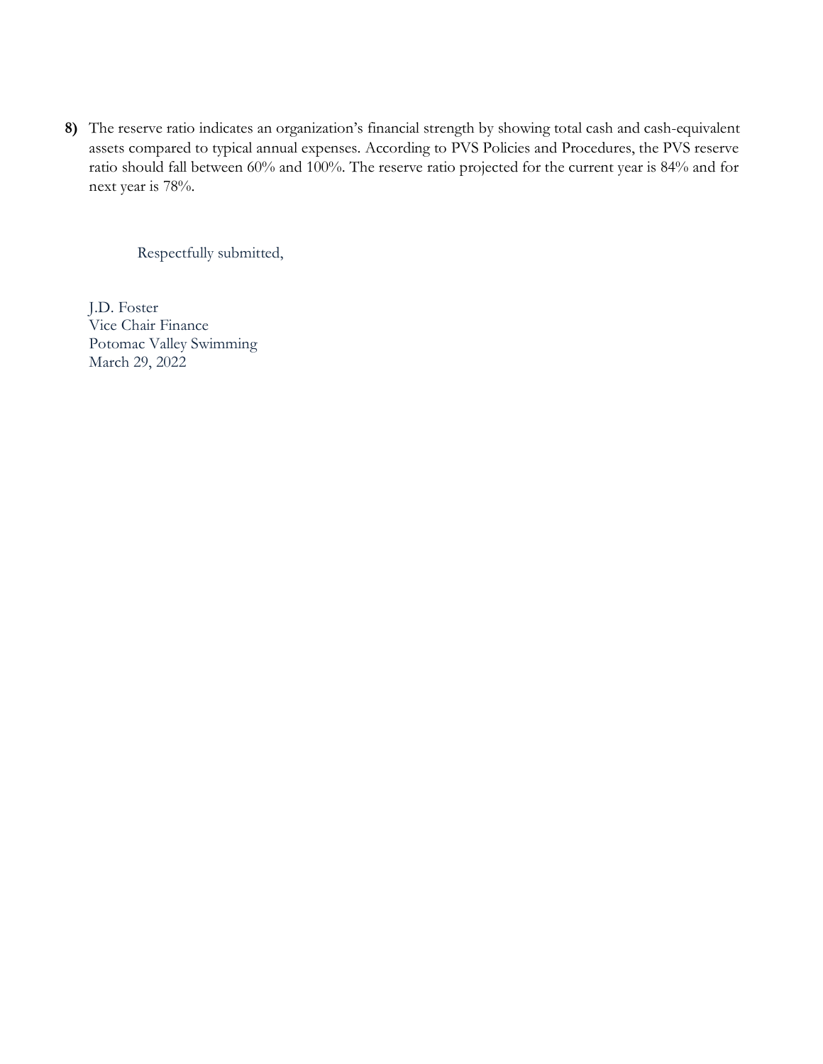**8)** The reserve ratio indicates an organization's financial strength by showing total cash and cash-equivalent assets compared to typical annual expenses. According to PVS Policies and Procedures, the PVS reserve ratio should fall between 60% and 100%. The reserve ratio projected for the current year is 84% and for next year is 78%.

Respectfully submitted,

J.D. Foster  
Vice Chair Finance  
Potomac Valley Swimming  
March 29, 2022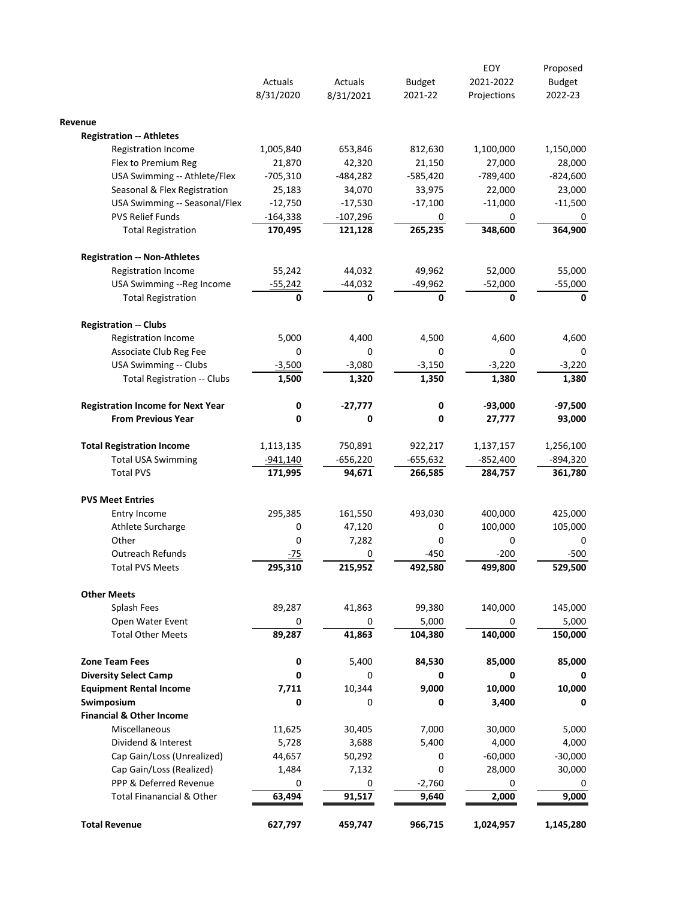| | Actuals 8/31/2020 | Actuals 8/31/2021 | Budget 2021-22 | EOY 2021-2022 Projections | Proposed Budget 2022-23 |
|---|---|---|---|---|---|
| **Revenue** | | | | | |
| **Registration -- Athletes** | | | | | |
| Registration Income | 1,005,840 | 653,846 | 812,630 | 1,100,000 | 1,150,000 |
| Flex to Premium Reg | 21,870 | 42,320 | 21,150 | 27,000 | 28,000 |
| USA Swimming -- Athlete/Flex | -705,310 | -484,282 | -585,420 | -789,400 | -824,600 |
| Seasonal & Flex Registration | 25,183 | 34,070 | 33,975 | 22,000 | 23,000 |
| USA Swimming -- Seasonal/Flex | -12,750 | -17,530 | -17,100 | -11,000 | -11,500 |
| PVS Relief Funds | -164,338 | -107,296 | 0 | 0 | 0 |
| Total Registration | **170,495** | **121,128** | **265,235** | **348,600** | **364,900** |
| **Registration -- Non-Athletes** | | | | | |
| Registration Income | 55,242 | 44,032 | 49,962 | 52,000 | 55,000 |
| USA Swimming --Reg Income | -55,242 | -44,032 | -49,962 | -52,000 | -55,000 |
| Total Registration | **0** | **0** | **0** | **0** | **0** |
| **Registration -- Clubs** | | | | | |
| Registration Income | 5,000 | 4,400 | 4,500 | 4,600 | 4,600 |
| Associate Club Reg Fee | 0 | 0 | 0 | 0 | 0 |
| USA Swimming -- Clubs | -3,500 | -3,080 | -3,150 | -3,220 | -3,220 |
| Total Registration -- Clubs | **1,500** | **1,320** | **1,350** | **1,380** | **1,380** |
| **Registration Income for Next Year** | **0** | **-27,777** | **0** | **-93,000** | **-97,500** |
| **From Previous Year** | **0** | **0** | **0** | **27,777** | **93,000** |
| **Total Registration Income** | 1,113,135 | 750,891 | 922,217 | 1,137,157 | 1,256,100 |
| Total USA Swimming | -941,140 | -656,220 | -655,632 | -852,400 | -894,320 |
| Total PVS | **171,995** | **94,671** | **266,585** | **284,757** | **361,780** |
| **PVS Meet Entries** | | | | | |
| Entry Income | 295,385 | 161,550 | 493,030 | 400,000 | 425,000 |
| Athlete Surcharge | 0 | 47,120 | 0 | 100,000 | 105,000 |
| Other | 0 | 7,282 | 0 | 0 | 0 |
| Outreach Refunds | -75 | 0 | -450 | -200 | -500 |
| Total PVS Meets | **295,310** | **215,952** | **492,580** | **499,800** | **529,500** |
| **Other Meets** | | | | | |
| Splash Fees | 89,287 | 41,863 | 99,380 | 140,000 | 145,000 |
| Open Water Event | 0 | 0 | 5,000 | 0 | 5,000 |
| Total Other Meets | **89,287** | **41,863** | **104,380** | **140,000** | **150,000** |
| **Zone Team Fees** | **0** | 5,400 | **84,530** | **85,000** | **85,000** |
| **Diversity Select Camp** | **0** | 0 | **0** | **0** | **0** |
| **Equipment Rental Income** | **7,711** | 10,344 | **9,000** | **10,000** | **10,000** |
| **Swimposium** | **0** | 0 | **0** | **3,400** | **0** |
| **Financial & Other Income** | | | | | |
| Miscellaneous | 11,625 | 30,405 | 7,000 | 30,000 | 5,000 |
| Dividend & Interest | 5,728 | 3,688 | 5,400 | 4,000 | 4,000 |
| Cap Gain/Loss (Unrealized) | 44,657 | 50,292 | 0 | -60,000 | -30,000 |
| Cap Gain/Loss (Realized) | 1,484 | 7,132 | 0 | 28,000 | 30,000 |
| PPP & Deferred Revenue | 0 | 0 | -2,760 | 0 | 0 |
| Total Finanancial & Other | **63,494** | **91,517** | **9,640** | **2,000** | **9,000** |
| **Total Revenue** | **627,797** | **459,747** | **966,715** | **1,024,957** | **1,145,280** |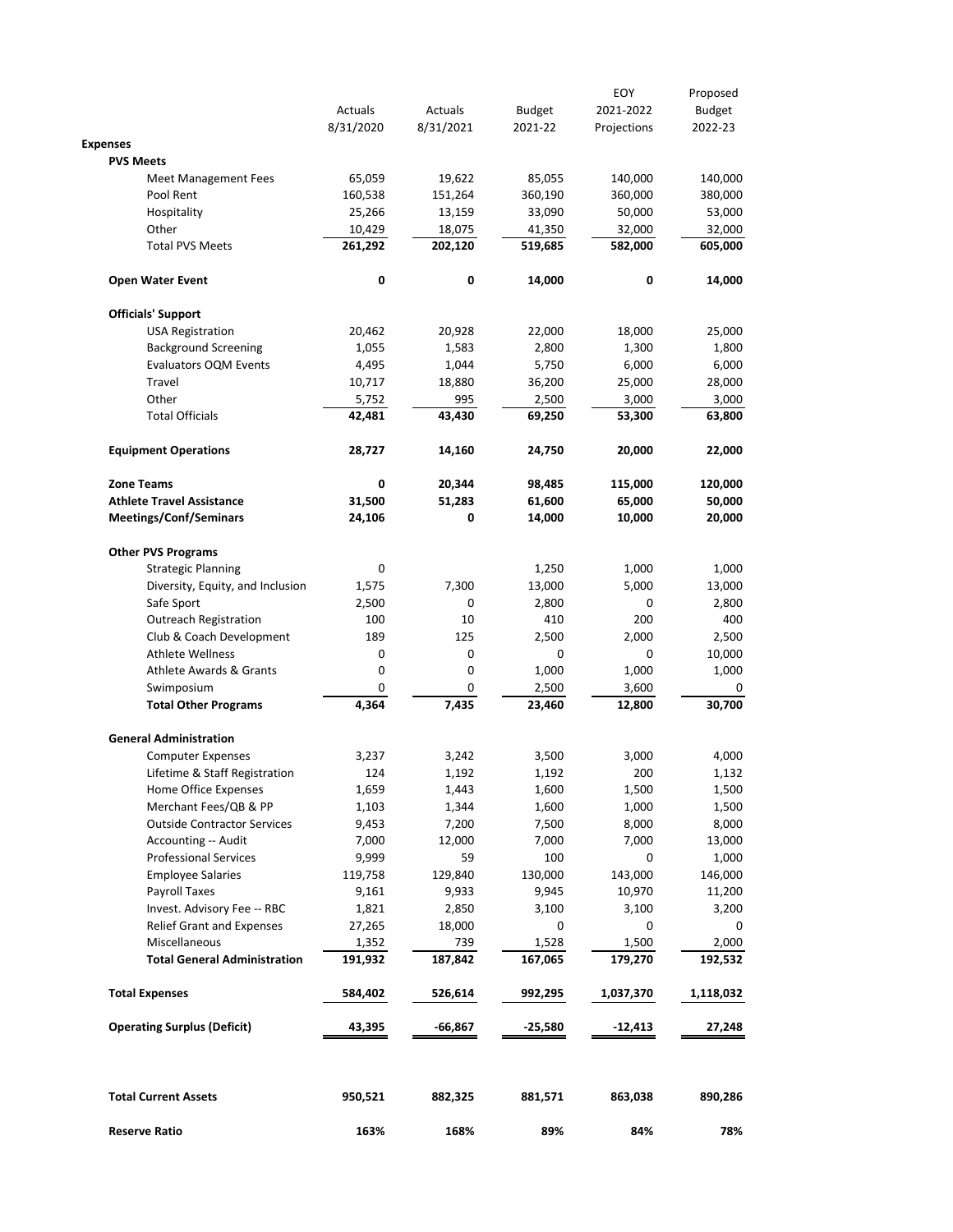| | Actuals 8/31/2020 | Actuals 8/31/2021 | Budget 2021-22 | EOY 2021-2022 Projections | Proposed Budget 2022-23 |
|---|---|---|---|---|---|
| **Expenses** | | | | | |
| **PVS Meets** | | | | | |
| Meet Management Fees | 65,059 | 19,622 | 85,055 | 140,000 | 140,000 |
| Pool Rent | 160,538 | 151,264 | 360,190 | 360,000 | 380,000 |
| Hospitality | 25,266 | 13,159 | 33,090 | 50,000 | 53,000 |
| Other | 10,429 | 18,075 | 41,350 | 32,000 | 32,000 |
| Total PVS Meets | **261,292** | **202,120** | **519,685** | **582,000** | **605,000** |
| **Open Water Event** | **0** | **0** | **14,000** | **0** | **14,000** |
| **Officials' Support** | | | | | |
| USA Registration | 20,462 | 20,928 | 22,000 | 18,000 | 25,000 |
| Background Screening | 1,055 | 1,583 | 2,800 | 1,300 | 1,800 |
| Evaluators OQM Events | 4,495 | 1,044 | 5,750 | 6,000 | 6,000 |
| Travel | 10,717 | 18,880 | 36,200 | 25,000 | 28,000 |
| Other | 5,752 | 995 | 2,500 | 3,000 | 3,000 |
| Total Officials | **42,481** | **43,430** | **69,250** | **53,300** | **63,800** |
| **Equipment Operations** | **28,727** | **14,160** | **24,750** | **20,000** | **22,000** |
| **Zone Teams** | **0** | **20,344** | **98,485** | **115,000** | **120,000** |
| **Athlete Travel Assistance** | **31,500** | **51,283** | **61,600** | **65,000** | **50,000** |
| **Meetings/Conf/Seminars** | **24,106** | **0** | **14,000** | **10,000** | **20,000** |
| **Other PVS Programs** | | | | | |
| Strategic Planning | 0 | | 1,250 | 1,000 | 1,000 |
| Diversity, Equity, and Inclusion | 1,575 | 7,300 | 13,000 | 5,000 | 13,000 |
| Safe Sport | 2,500 | 0 | 2,800 | 0 | 2,800 |
| Outreach Registration | 100 | 10 | 410 | 200 | 400 |
| Club & Coach Development | 189 | 125 | 2,500 | 2,000 | 2,500 |
| Athlete Wellness | 0 | 0 | 0 | 0 | 10,000 |
| Athlete Awards & Grants | 0 | 0 | 1,000 | 1,000 | 1,000 |
| Swimposium | 0 | 0 | 2,500 | 3,600 | 0 |
| **Total Other Programs** | **4,364** | **7,435** | **23,460** | **12,800** | **30,700** |
| **General Administration** | | | | | |
| Computer Expenses | 3,237 | 3,242 | 3,500 | 3,000 | 4,000 |
| Lifetime & Staff Registration | 124 | 1,192 | 1,192 | 200 | 1,132 |
| Home Office Expenses | 1,659 | 1,443 | 1,600 | 1,500 | 1,500 |
| Merchant Fees/QB & PP | 1,103 | 1,344 | 1,600 | 1,000 | 1,500 |
| Outside Contractor Services | 9,453 | 7,200 | 7,500 | 8,000 | 8,000 |
| Accounting -- Audit | 7,000 | 12,000 | 7,000 | 7,000 | 13,000 |
| Professional Services | 9,999 | 59 | 100 | 0 | 1,000 |
| Employee Salaries | 119,758 | 129,840 | 130,000 | 143,000 | 146,000 |
| Payroll Taxes | 9,161 | 9,933 | 9,945 | 10,970 | 11,200 |
| Invest. Advisory Fee -- RBC | 1,821 | 2,850 | 3,100 | 3,100 | 3,200 |
| Relief Grant and Expenses | 27,265 | 18,000 | 0 | 0 | 0 |
| Miscellaneous | 1,352 | 739 | 1,528 | 1,500 | 2,000 |
| **Total General Administration** | **191,932** | **187,842** | **167,065** | **179,270** | **192,532** |
| **Total Expenses** | **584,402** | **526,614** | **992,295** | **1,037,370** | **1,118,032** |
| **Operating Surplus (Deficit)** | **43,395** | **-66,867** | **-25,580** | **-12,413** | **27,248** |
| **Total Current Assets** | **950,521** | **882,325** | **881,571** | **863,038** | **890,286** |
| **Reserve Ratio** | **163%** | **168%** | **89%** | **84%** | **78%** |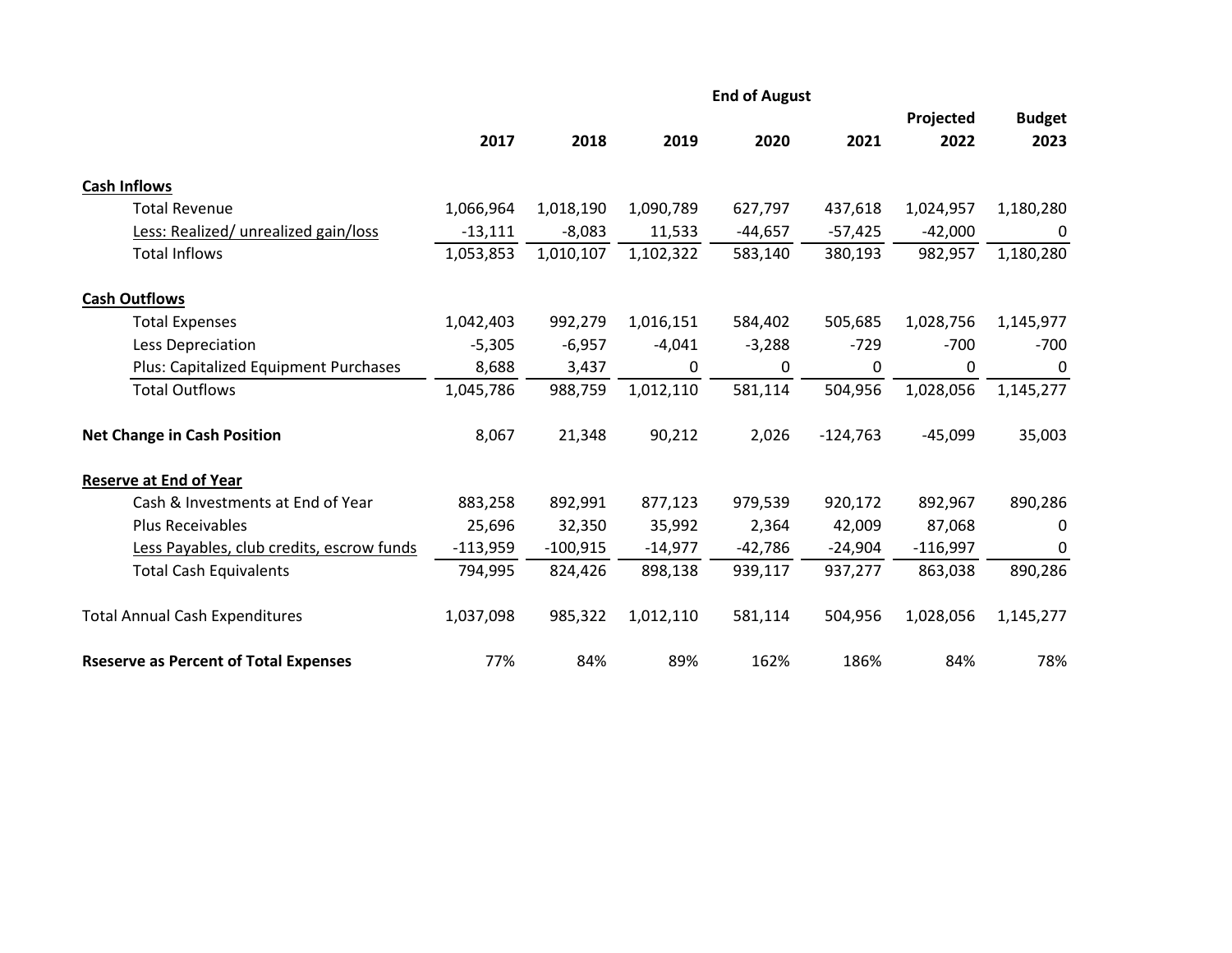| | End of August | | | | | | |
|---|---|---|---|---|---|---|---|
| | | | | | | Projected | Budget |
| | 2017 | 2018 | 2019 | 2020 | 2021 | 2022 | 2023 |
| **Cash Inflows** | | | | | | | |
| Total Revenue | 1,066,964 | 1,018,190 | 1,090,789 | 627,797 | 437,618 | 1,024,957 | 1,180,280 |
| Less: Realized/ unrealized gain/loss | -13,111 | -8,083 | 11,533 | -44,657 | -57,425 | -42,000 | 0 |
| Total Inflows | 1,053,853 | 1,010,107 | 1,102,322 | 583,140 | 380,193 | 982,957 | 1,180,280 |
| **Cash Outflows** | | | | | | | |
| Total Expenses | 1,042,403 | 992,279 | 1,016,151 | 584,402 | 505,685 | 1,028,756 | 1,145,977 |
| Less Depreciation | -5,305 | -6,957 | -4,041 | -3,288 | -729 | -700 | -700 |
| Plus: Capitalized Equipment Purchases | 8,688 | 3,437 | 0 | 0 | 0 | 0 | 0 |
| Total Outflows | 1,045,786 | 988,759 | 1,012,110 | 581,114 | 504,956 | 1,028,056 | 1,145,277 |
| **Net Change in Cash Position** | 8,067 | 21,348 | 90,212 | 2,026 | -124,763 | -45,099 | 35,003 |
| **Reserve at End of Year** | | | | | | | |
| Cash & Investments at End of Year | 883,258 | 892,991 | 877,123 | 979,539 | 920,172 | 892,967 | 890,286 |
| Plus Receivables | 25,696 | 32,350 | 35,992 | 2,364 | 42,009 | 87,068 | 0 |
| Less Payables, club credits, escrow funds | -113,959 | -100,915 | -14,977 | -42,786 | -24,904 | -116,997 | 0 |
| Total Cash Equivalents | 794,995 | 824,426 | 898,138 | 939,117 | 937,277 | 863,038 | 890,286 |
| Total Annual Cash Expenditures | 1,037,098 | 985,322 | 1,012,110 | 581,114 | 504,956 | 1,028,056 | 1,145,277 |
| **Rseserve as Percent of Total Expenses** | 77% | 84% | 89% | 162% | 186% | 84% | 78% |